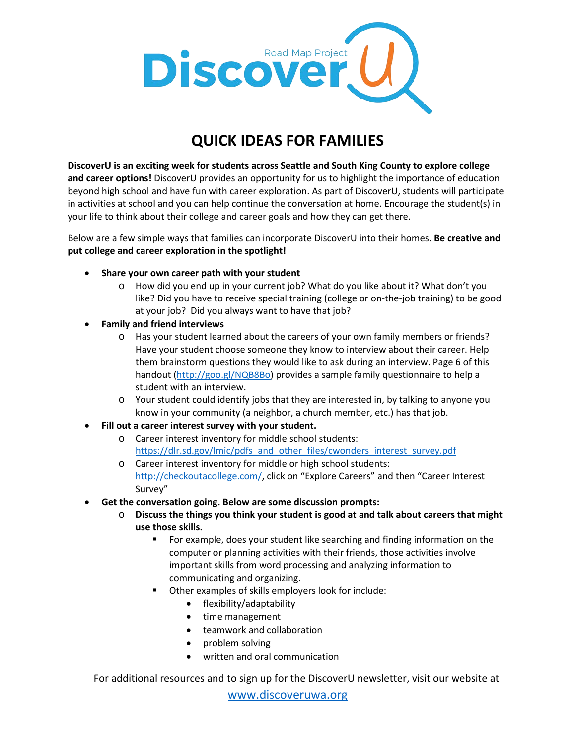Road Map Project DiscoverU

# QUICK IDEAS FOR FAMILIES

**DiscoverU is an exciting week for students across Seattle and South King County to explore college and career options!** DiscoverU provides an opportunity for us to highlight the importance of education beyond high school and have fun with career exploration. As part of DiscoverU, students will participate in activities at school and you can help continue the conversation at home. Encourage the student(s) in your life to think about their college and career goals and how they can get there.

Below are a few simple ways that families can incorporate DiscoverU into their homes. **Be creative and put college and career exploration in the spotlight!**

- **Share your own career path with your student**
  - How did you end up in your current job? What do you like about it? What don't you like? Did you have to receive special training (college or on-the-job training) to be good at your job? Did you always want to have that job?
- **Family and friend interviews**
  - Has your student learned about the careers of your own family members or friends? Have your student choose someone they know to interview about their career. Help them brainstorm questions they would like to ask during an interview. Page 6 of this handout (http://goo.gl/NQB8Bo) provides a sample family questionnaire to help a student with an interview.
  - Your student could identify jobs that they are interested in, by talking to anyone you know in your community (a neighbor, a church member, etc.) has that job.
- **Fill out a career interest survey with your student.**
  - Career interest inventory for middle school students: https://dlr.sd.gov/lmic/pdfs_and_other_files/cwonders_interest_survey.pdf
  - Career interest inventory for middle or high school students: http://checkoutacollege.com/, click on "Explore Careers" and then "Career Interest Survey"
- **Get the conversation going. Below are some discussion prompts:**
  - **Discuss the things you think your student is good at and talk about careers that might use those skills.**
    - For example, does your student like searching and finding information on the computer or planning activities with their friends, those activities involve important skills from word processing and analyzing information to communicating and organizing.
    - Other examples of skills employers look for include:
      - flexibility/adaptability
      - time management
      - teamwork and collaboration
      - problem solving
      - written and oral communication

For additional resources and to sign up for the DiscoverU newsletter, visit our website at www.discoveruwa.org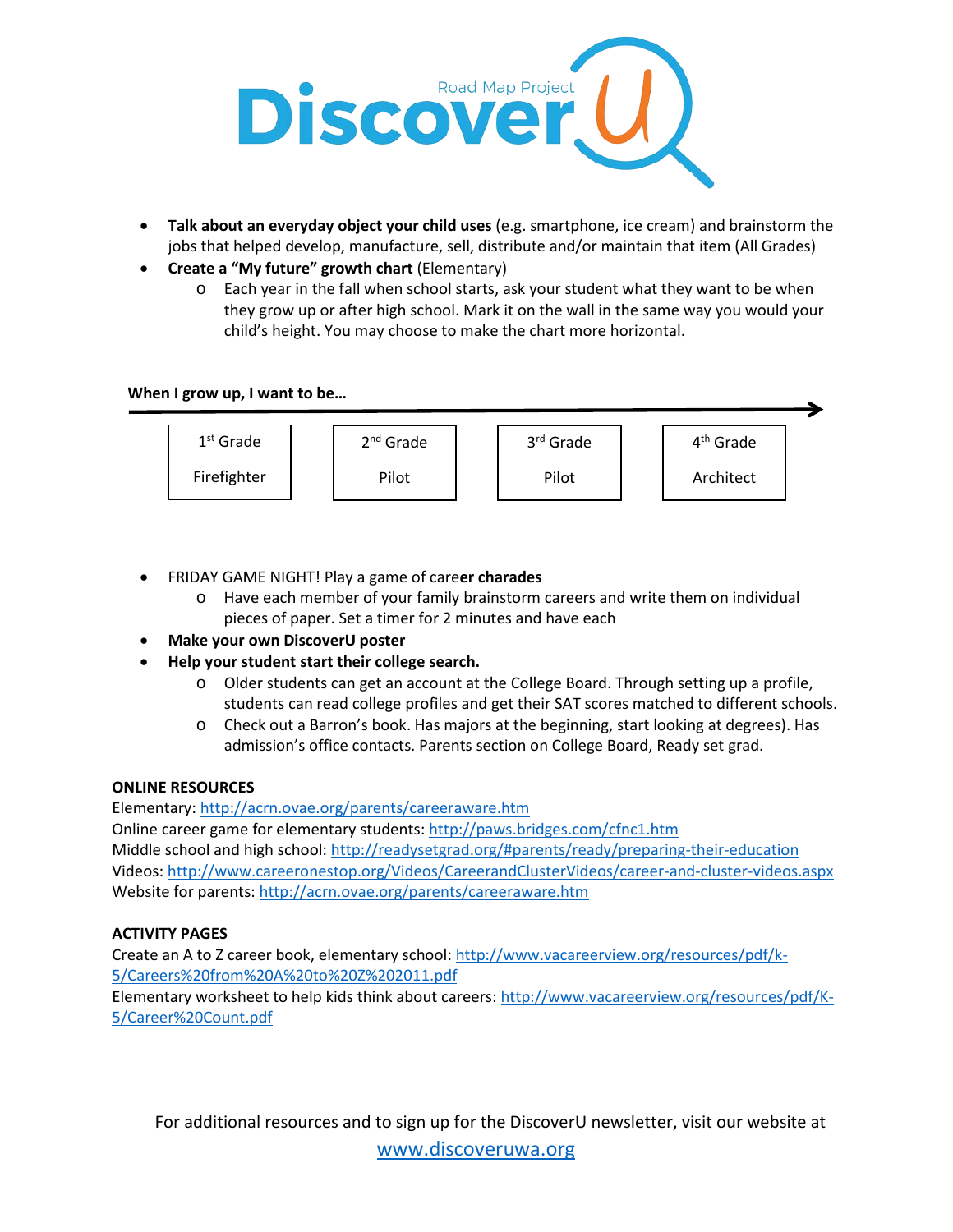# DiscoverU

Road Map Project

- **Talk about an everyday object your child uses** (e.g. smartphone, ice cream) and brainstorm the jobs that helped develop, manufacture, sell, distribute and/or maintain that item (All Grades)
- **Create a "My future" growth chart** (Elementary)
  - Each year in the fall when school starts, ask your student what they want to be when they grow up or after high school. Mark it on the wall in the same way you would your child's height. You may choose to make the chart more horizontal.

**When I grow up, I want to be…**

| 1st Grade | 2nd Grade | 3rd Grade | 4th Grade |
| --- | --- | --- | --- |
| Firefighter | Pilot | Pilot | Architect |

- FRIDAY GAME NIGHT! Play a game of care**er charades**
  - Have each member of your family brainstorm careers and write them on individual pieces of paper. Set a timer for 2 minutes and have each
- **Make your own DiscoverU poster**
- **Help your student start their college search.**
  - Older students can get an account at the College Board. Through setting up a profile, students can read college profiles and get their SAT scores matched to different schools.
  - Check out a Barron's book. Has majors at the beginning, start looking at degrees). Has admission's office contacts. Parents section on College Board, Ready set grad.

**ONLINE RESOURCES**

Elementary: http://acrn.ovae.org/parents/careeraware.htm
Online career game for elementary students: http://paws.bridges.com/cfnc1.htm
Middle school and high school: http://readysetgrad.org/#parents/ready/preparing-their-education
Videos: http://www.careeronestop.org/Videos/CareerandClusterVideos/career-and-cluster-videos.aspx
Website for parents: http://acrn.ovae.org/parents/careeraware.htm

**ACTIVITY PAGES**

Create an A to Z career book, elementary school: http://www.vacareerview.org/resources/pdf/k-5/Careers%20from%20A%20to%20Z%202011.pdf
Elementary worksheet to help kids think about careers: http://www.vacareerview.org/resources/pdf/K-5/Career%20Count.pdf

For additional resources and to sign up for the DiscoverU newsletter, visit our website at www.discoveruwa.org